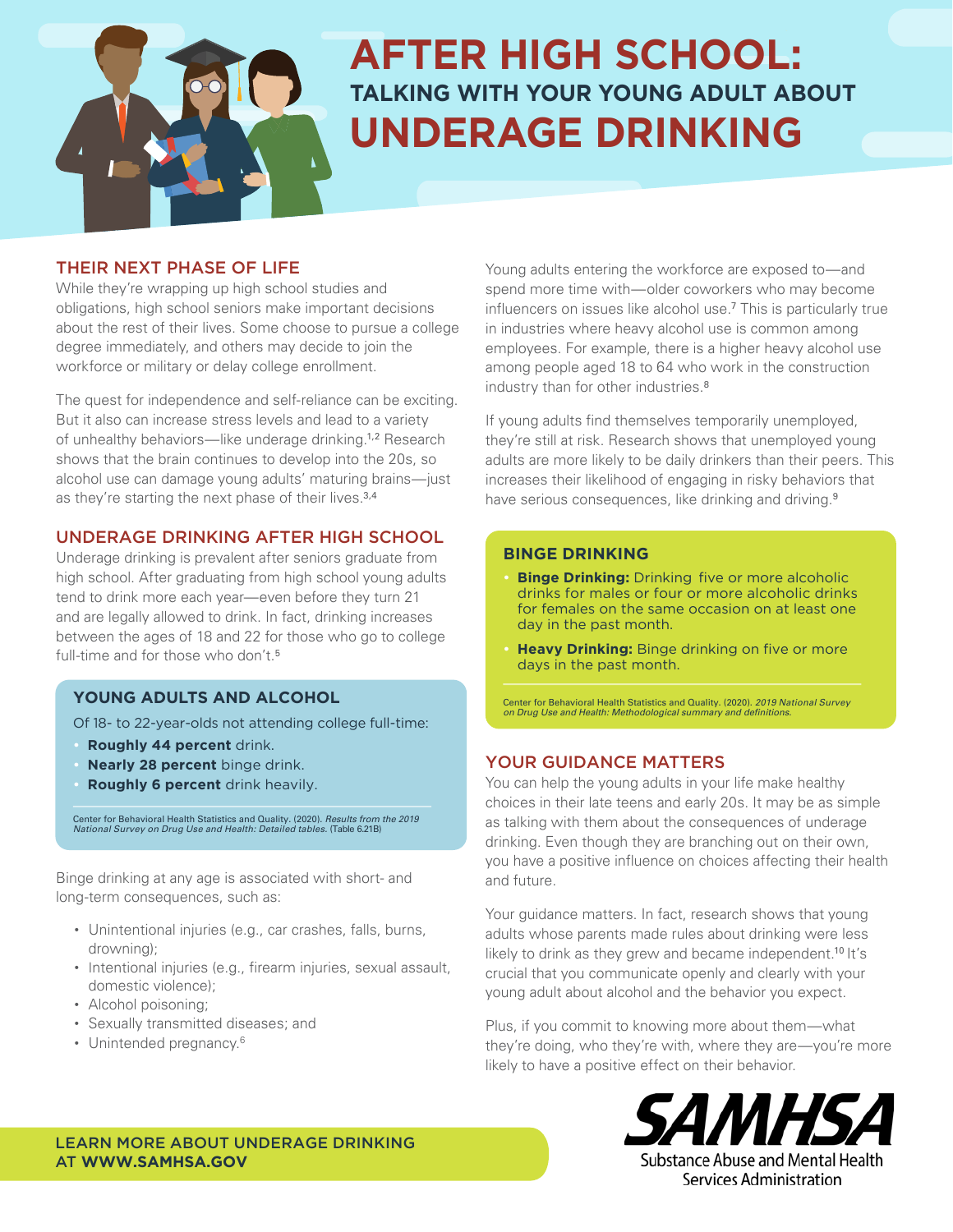# AFTER HIGH SCHOOL: TALKING WITH YOUR YOUNG ADULT ABOUT UNDERAGE DRINKING

## THEIR NEXT PHASE OF LIFE

While they're wrapping up high school studies and obligations, high school seniors make important decisions about the rest of their lives. Some choose to pursue a college degree immediately, and others may decide to join the workforce or military or delay college enrollment.

The quest for independence and self-reliance can be exciting. But it also can increase stress levels and lead to a variety of unhealthy behaviors—like underage drinking.[1,2] Research shows that the brain continues to develop into the 20s, so alcohol use can damage young adults' maturing brains—just as they're starting the next phase of their lives.[3,4]

## UNDERAGE DRINKING AFTER HIGH SCHOOL

Underage drinking is prevalent after seniors graduate from high school. After graduating from high school young adults tend to drink more each year—even before they turn 21 and are legally allowed to drink. In fact, drinking increases between the ages of 18 and 22 for those who go to college full-time and for those who don't.[5]

### YOUNG ADULTS AND ALCOHOL

Of 18- to 22-year-olds not attending college full-time:

- **Roughly 44 percent** drink.
- **Nearly 28 percent** binge drink.
- **Roughly 6 percent** drink heavily.

Center for Behavioral Health Statistics and Quality. (2020). *Results from the 2019 National Survey on Drug Use and Health: Detailed tables.* (Table 6.21B)

Binge drinking at any age is associated with short- and long-term consequences, such as:

- Unintentional injuries (e.g., car crashes, falls, burns, drowning);
- Intentional injuries (e.g., firearm injuries, sexual assault, domestic violence);
- Alcohol poisoning;
- Sexually transmitted diseases; and
- Unintended pregnancy.[6]

Young adults entering the workforce are exposed to—and spend more time with—older coworkers who may become influencers on issues like alcohol use.[7] This is particularly true in industries where heavy alcohol use is common among employees. For example, there is a higher heavy alcohol use among people aged 18 to 64 who work in the construction industry than for other industries.[8]

If young adults find themselves temporarily unemployed, they're still at risk. Research shows that unemployed young adults are more likely to be daily drinkers than their peers. This increases their likelihood of engaging in risky behaviors that have serious consequences, like drinking and driving.[9]

### BINGE DRINKING

- **Binge Drinking:** Drinking five or more alcoholic drinks for males or four or more alcoholic drinks for females on the same occasion on at least one day in the past month.
- **Heavy Drinking:** Binge drinking on five or more days in the past month.

Center for Behavioral Health Statistics and Quality. (2020). *2019 National Survey on Drug Use and Health: Methodological summary and definitions.*

## YOUR GUIDANCE MATTERS

You can help the young adults in your life make healthy choices in their late teens and early 20s. It may be as simple as talking with them about the consequences of underage drinking. Even though they are branching out on their own, you have a positive influence on choices affecting their health and future.

Your guidance matters. In fact, research shows that young adults whose parents made rules about drinking were less likely to drink as they grew and became independent.[10] It's crucial that you communicate openly and clearly with your young adult about alcohol and the behavior you expect.

Plus, if you commit to knowing more about them—what they're doing, who they're with, where they are—you're more likely to have a positive effect on their behavior.

LEARN MORE ABOUT UNDERAGE DRINKING AT **WWW.SAMHSA.GOV**

SAMHSA Substance Abuse and Mental Health Services Administration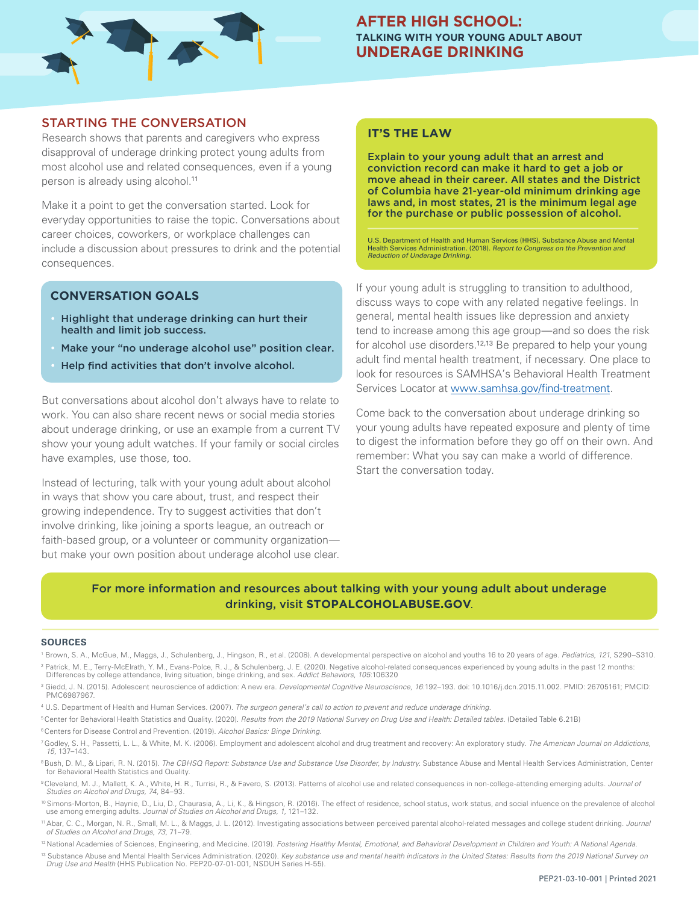# AFTER HIGH SCHOOL:

### TALKING WITH YOUR YOUNG ADULT ABOUT

# UNDERAGE DRINKING

## STARTING THE CONVERSATION

Research shows that parents and caregivers who express disapproval of underage drinking protect young adults from most alcohol use and related consequences, even if a young person is already using alcohol.[11]

Make it a point to get the conversation started. Look for everyday opportunities to raise the topic. Conversations about career choices, coworkers, or workplace challenges can include a discussion about pressures to drink and the potential consequences.

### CONVERSATION GOALS

- **Highlight that underage drinking can hurt their health and limit job success.**
- **Make your "no underage alcohol use" position clear.**
- **Help find activities that don't involve alcohol.**

But conversations about alcohol don't always have to relate to work. You can also share recent news or social media stories about underage drinking, or use an example from a current TV show your young adult watches. If your family or social circles have examples, use those, too.

Instead of lecturing, talk with your young adult about alcohol in ways that show you care about, trust, and respect their growing independence. Try to suggest activities that don't involve drinking, like joining a sports league, an outreach or faith-based group, or a volunteer or community organization—but make your own position about underage alcohol use clear.

### IT'S THE LAW

**Explain to your young adult that an arrest and conviction record can make it hard to get a job or move ahead in their career. All states and the District of Columbia have 21-year-old minimum drinking age laws and, in most states, 21 is the minimum legal age for the purchase or public possession of alcohol.**

U.S. Department of Health and Human Services (HHS), Substance Abuse and Mental Health Services Administration. (2018). *Report to Congress on the Prevention and Reduction of Underage Drinking.*

If your young adult is struggling to transition to adulthood, discuss ways to cope with any related negative feelings. In general, mental health issues like depression and anxiety tend to increase among this age group—and so does the risk for alcohol use disorders.[12,13] Be prepared to help your young adult find mental health treatment, if necessary. One place to look for resources is SAMHSA's Behavioral Health Treatment Services Locator at www.samhsa.gov/find-treatment.

Come back to the conversation about underage drinking so your young adults have repeated exposure and plenty of time to digest the information before they go off on their own. And remember: What you say can make a world of difference. Start the conversation today.

**For more information and resources about talking with your young adult about underage drinking, visit STOPALCOHOLABUSE.GOV.**

## SOURCES

1. Brown, S. A., McGue, M., Maggs, J., Schulenberg, J., Hingson, R., et al. (2008). A developmental perspective on alcohol and youths 16 to 20 years of age. *Pediatrics, 121,* S290–S310.
2. Patrick, M. E., Terry-McElrath, Y. M., Evans-Polce, R. J., & Schulenberg, J. E. (2020). Negative alcohol-related consequences experienced by young adults in the past 12 months: Differences by college attendance, living situation, binge drinking, and sex. *Addict Behaviors, 105*:106320
3. Giedd, J. N. (2015). Adolescent neuroscience of addiction: A new era. *Developmental Cognitive Neuroscience, 16*:192–193. doi: 10.1016/j.dcn.2015.11.002. PMID: 26705161; PMCID: PMC6987967.
4. U.S. Department of Health and Human Services. (2007). *The surgeon general's call to action to prevent and reduce underage drinking.*
5. Center for Behavioral Health Statistics and Quality. (2020). *Results from the 2019 National Survey on Drug Use and Health: Detailed tables.* (Detailed Table 6.21B)
6. Centers for Disease Control and Prevention. (2019). *Alcohol Basics: Binge Drinking.*
7. Godley, S. H., Passetti, L. L., & White, M. K. (2006). Employment and adolescent alcohol and drug treatment and recovery: An exploratory study. *The American Journal on Addictions, 15,* 137–143.
8. Bush, D. M., & Lipari, R. N. (2015). *The CBHSQ Report: Substance Use and Substance Use Disorder, by Industry.* Substance Abuse and Mental Health Services Administration, Center for Behavioral Health Statistics and Quality.
9. Cleveland, M. J., Mallett, K. A., White, H. R., Turrisi, R., & Favero, S. (2013). Patterns of alcohol use and related consequences in non-college-attending emerging adults. *Journal of Studies on Alcohol and Drugs, 74,* 84–93.
10. Simons-Morton, B., Haynie, D., Liu, D., Chaurasia, A., Li, K., & Hingson, R. (2016). The effect of residence, school status, work status, and social infuence on the prevalence of alcohol use among emerging adults. *Journal of Studies on Alcohol and Drugs, 1,* 121–132.
11. Abar, C. C., Morgan, N. R., Small, M. L., & Maggs, J. L. (2012). Investigating associations between perceived parental alcohol-related messages and college student drinking. *Journal of Studies on Alcohol and Drugs, 73,* 71–79.
12. National Academies of Sciences, Engineering, and Medicine. (2019). *Fostering Healthy Mental, Emotional, and Behavioral Development in Children and Youth: A National Agenda.*
13. Substance Abuse and Mental Health Services Administration. (2020). *Key substance use and mental health indicators in the United States: Results from the 2019 National Survey on Drug Use and Health* (HHS Publication No. PEP20-07-01-001, NSDUH Series H-55).

PEP21-03-10-001 | Printed 2021